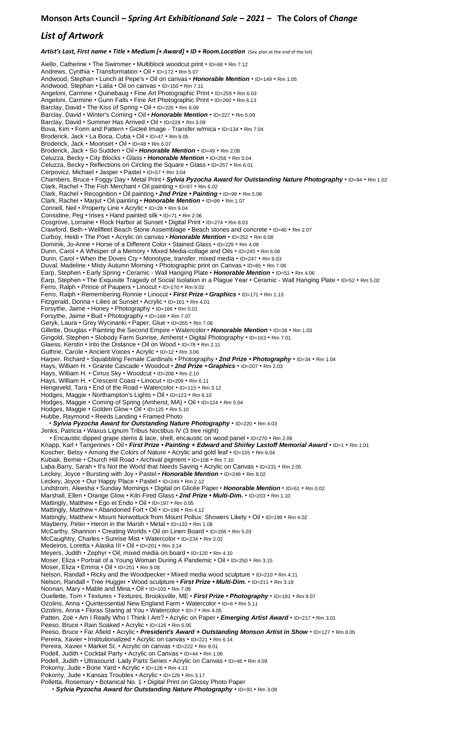## Monson Arts Council – *Spring Art Exhibitionand Sale – 2021* – The Colors of *Change*

# *List of Artwork*

***Artist's Last, First name • Title • Medium [• Award] • ID • Room.Location*** (See plan at the end of the list)

Aiello, Catherine • The Swimmer • Multiblock woodcut print • ID=68 • Rm 7.12
Andrews, Cynthia • Transformation • Oil • ID=172 • Rm 5.07
Andwood, Stephan • Lunch at Pepe's • Oil on canvas • ***Honorable Mention*** • ID=149 • Rm 1.05
Andwood, Stephan • Laila • Oil on canvas • ID=150 • Rm 7.11
Angeloni, Carmine • Quinebaug • Fine Art Photographic Print • ID=259 • Rm 6.03
Angeloni, Carmine • Gunn Falls • Fine Art Photographic Print • ID=260 • Rm 6.13
Barclay, David • The Kiss of Spring • Oil • ID=226 • Rm 8.09
Barclay, David • Winter's Coming • Oil • ***Honorable Mention*** • ID=227 • Rm 5.09
Barclay, David • Summer Has Arrived • Oil • ID=228 • Rm 3.09
Bova, Kim • Form and Pattern • Gicleé Image - Transfer w/mica • ID=134 • Rm 7.04
Broderick, Jack • La Boca, Cuba • Oil • ID=47 • Rm 9.05
Broderick, Jack • Moonset • Oil • ID=48 • Rm 6.07
Broderick, Jack • So Sudden • Oil • ***Honorable Mention*** • ID=49 • Rm 2.08
Celuzza, Becky • City Blocks • Glass • ***Honorable Mention*** • ID=256 • Rm 0.04
Celuzza, Becky • Reflections on Circling the Square • Glass • ID=257 • Rm 6.01
Cerpovicz, Michael • Jasper • Pastel • ID=57 • Rm 3.04
Chambers, Bruce • Foggy Day • Metal Print • ***Sylvia Pyzocha Award for Outstanding Nature Photography*** • ID=84 • Rm 1.02
Clark, Rachel • The Fish Merchant • Oil painting • ID=97 • Rm 6.02
Clark, Rachel • Recognition • Oil painting • ***2nd Prize • Painting*** • ID=98 • Rm 5.08
Clark, Rachel • Marjut • Oil painting • ***Honorable Mention*** • ID=99 • Rm 1.07
Connell, Neil • Property Line • Acrylic • ID=28 • Rm 9.04
Considine, Peg • Irises • Hand painted silk • ID=71 • Rm 2.06
Cosgrove, Lorraine • Rock Harbor at Sunset • Digital Print • ID=274 • Rm 8.03
Crawford, Beth • Wellfleet Beach Stone Assemblage • Beach stones and concrete • ID=40 • Rm 2.07
Curboy, Heidi • The Poet • Acrylic on canvas • ***Honorable Mention*** • ID=252 • Rm 6.08
Dominik, Jo-Anne • Horse of a Different Color • Stained Glass • ID=229 • Rm 4.08
Dunn, Carol • A Whisper of a Memory • Mixed Media-collage and Oils • ID=245 • Rm 6.06
Dunn, Carol • When the Doves Cry • Monotype, transfer, mixed media • ID=247 • Rm 9.03
Duval, Madeline • Misty Autumn Morning • Photographic print on Canvas • ID=85 • Rm 7.08
Earp, Stephen • Early Spring • Ceramic - Wall Hanging Plate • ***Honorable Mention*** • ID=51 • Rm 4.06
Earp, Stephen • The Exquisite Tragedy of Social Isolation in a Plague Year • Ceramic - Wall Hanging Plate • ID=52 • Rm 5.02
Ferro, Ralph • Prince of Paupers • Linocut • ID=170 • Rm 9.02
Ferro, Ralph • Remembering Ronnie • Linocut • ***First Prize • Graphics*** • ID=171 • Rm 1.13
Fitzgerald, Donna • Lilies at Sunset • Acrylic • ID=161 • Rm 4.01
Forsythe, Jaime • Honey • Photography • ID=166 • Rm 0.01
Forsythe, Jaime • Bud • Photography • ID=168 • Rm 7.07
Geryk, Laura • Grey Wycinanki • Paper, Glue • ID=265 • Rm 7.06
Gillette, Douglas • Painting the Second Empire • Watercolor • ***Honorable Mention*** • ID=38 • Rm 1.03
Gingold, Stephen • Slobody Farm Sunrise, Amherst • Digital Photography • ID=163 • Rm 7.01
Glaess, Kerstin • Into the Distance • Oil on Wood • ID=78 • Rm 2.11
Guthrie, Carole • Ancient Voices • Acrylic • ID=12 • Rm 3.06
Harper, Richard • Squabbling Female Cardinals • Photography • ***2nd Prize • Photography*** • ID=34 • Rm 1.04
Hays, William H. • Granite Cascade • Woodcut • ***2nd Prize • Graphics*** • ID=207 • Rm 2.03
Hays, William H. • Cirrus Sky • Woodcut • ID=208 • Rm 2.10
Hays, William H. • Crescent Coast • Linocut • ID=209 • Rm 6.11
Hengeveld, Tara • End of the Road • Watercolor • ID=115 • Rm 3.12
Hodges, Maggie • Northampton's Lights • Oil • ID=123 • Rm 6.10
Hodges, Maggie • Coming of Spring (Amherst, MA) • Oil • ID=124 • Rm 5.04
Hodges, Maggie • Golden Glow • Oil • ID=125 • Rm 5.10
Hubbe, Raymond • Reeds Landing • Framed Photo
• ***Sylvia Pyzocha Award for Outstanding Nature Photography*** • ID=220 • Rm 4.03
Jenks, Patricia • Waxus Lignum Tribus Noctibus IV (3 tree night)
• Encaustic dipped grape stems & lace, shell, encaustic on wood panel • ID=270 • Rm 2.09
Knapp, Karl • Tangerines • Oil • ***First Prize • Painting + Edward and Shirley Lastoff Memorial Award*** • ID=1 • Rm 1.01
Koscher, Betsy • Among the Colors of Nature • Acrylic and gold leaf • ID=155 • Rm 6.04
Kubiak, Bernie • Church Hill Road • Archival pigment • ID=108 • Rm 7.10
Laba-Barry, Sarah • It's Not the World that Needs Saving • Acrylic on Canvas • ID=231 • Rm 2.05
Leckey, Joyce • Bursting with Joy • Pastel • ***Honorable Mention*** • ID=248 • Rm 8.02
Leckey, Joyce • Our Happy Place • Pastel • ID=249 • Rm 2.12
Lindstrom, Aleesha • Sunday Mornings • Digital on Glicée Paper • ***Honorable Mention*** • ID=61 • Rm 0.02
Marshall, Ellen • Orange Glow • Kiln Fired Glass • ***2nd Prize • Multi-Dim.*** • ID=203 • Rm 1.10
Mattingly, Matthew • Ego et Endo • Oil • ID=197 • Rm 0.05
Mattingly, Matthew • Abandoned Fort • Oil • ID=198 • Rm 4.12
Mattingly, Matthew • Mount Norwottuck from Mount Pollux: Showers Likely • Oil • ID=199 • Rm 4.02
Mayberry, Peter • Heron in the Marsh • Metal • ID=133 • Rm 1.08
McCarthy, Shannon • Creating Worlds • Oil on Linen Board • ID=266 • Rm 5.03
McCaughtry, Charles • Sunrise Mist • Watercolor • ID=234 • Rm 2.02
Medeiros, Loretta • Alaska III • Oil • ID=201 • Rm 3.14
Meyers, Judith • Zephyr • Oil, mixed media on board • ID=120 • Rm 4.10
Moser, Eliza • Portrait of a Young Woman During A Pandemic • Oil • ID=250 • Rm 3.15
Moser, Eliza • Emma • Oil • ID=251 • Rm 9.08
Nelson, Randall • Ricky and the Woodpecker • Mixed media wood sculpture • ID=210 • Rm 4.11
Nelson, Randall • Tree Hugger • Wood sculpture • ***First Prize • Multi-Dim.*** • ID=211 • Rm 3.18
Noonan, Mary • Mable and Mina • Oil • ID=103 • Rm 7.09
Ouellette, Tom • Textures • Textures, Brooksville, ME • ***First Prize • Photography*** • ID=191 • Rm 9.07
Ozolins, Anna • Quintessential New England Farm • Watercolor • ID=6 • Rm 5.11
Ozolins, Anna • Floras Staring at You • Watercolor • ID=7 • Rm 4.05
Patten, Zoë • Am I Really Who I Think I Am? • Acrylic on Paper • ***Emerging Artist Award*** • ID=217 • Rm 3.01
Peeso, Bruce • Rain Soaked • Acrylic • ID=126 • Rm 6.05
Peeso, Bruce • Far Afield • Acrylic • ***President's Award + Outstanding Monson Artist in Show*** • ID=127 • Rm 8.05
Pereira, Xavier • Institutionalized • Acrylic on canvas • ID=221 • Rm 6.14
Pereira, Xavier • Market St. • Acrylic on canvas • ID=222 • Rm 8.01
Podell, Judith • Cocktail Party • Acrylic on Canvas • ID=44 • Rm 1.06
Podell, Judith • Ultrasound: Lady Parts Series • Acrylic on Canvas • ID=46 • Rm 4.09
Pokorny, Jude • Bone Yard • Acrylic • ID=128 • Rm 4.13
Pokorny, Jude • Kansas Troubles • Acrylic • ID=129 • Rm 3.17
Polletta, Rosemary • Botanical No. 1 • Digital Print on Glossy Photo Paper
• ***Sylvia Pyzocha Award for Outstanding Nature Photography*** • ID=93 • Rm 3.08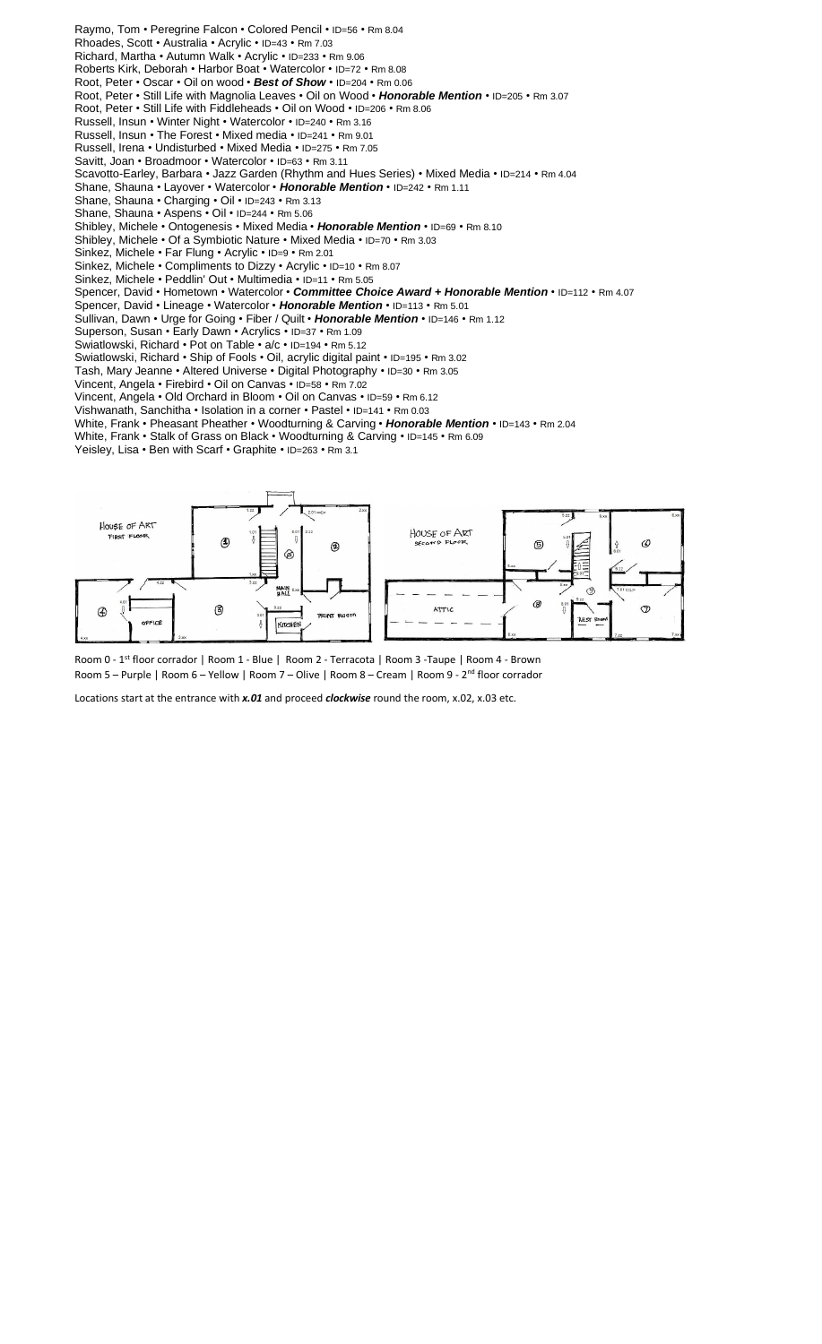Raymo, Tom • Peregrine Falcon • Colored Pencil • ID=56 • Rm 8.04
Rhoades, Scott • Australia • Acrylic • ID=43 • Rm 7.03
Richard, Martha • Autumn Walk • Acrylic • ID=233 • Rm 9.06
Roberts Kirk, Deborah • Harbor Boat • Watercolor • ID=72 • Rm 8.08
Root, Peter • Oscar • Oil on wood • ***Best of Show*** • ID=204 • Rm 0.06
Root, Peter • Still Life with Magnolia Leaves • Oil on Wood • ***Honorable Mention*** • ID=205 • Rm 3.07
Root, Peter • Still Life with Fiddleheads • Oil on Wood • ID=206 • Rm 8.06
Russell, Insun • Winter Night • Watercolor • ID=240 • Rm 3.16
Russell, Insun • The Forest • Mixed media • ID=241 • Rm 9.01
Russell, Irena • Undisturbed • Mixed Media • ID=275 • Rm 7.05
Savitt, Joan • Broadmoor • Watercolor • ID=63 • Rm 3.11
Scavotto-Earley, Barbara • Jazz Garden (Rhythm and Hues Series) • Mixed Media • ID=214 • Rm 4.04
Shane, Shauna • Layover • Watercolor • ***Honorable Mention*** • ID=242 • Rm 1.11
Shane, Shauna • Charging • Oil • ID=243 • Rm 3.13
Shane, Shauna • Aspens • Oil • ID=244 • Rm 5.06
Shibley, Michele • Ontogenesis • Mixed Media • ***Honorable Mention*** • ID=69 • Rm 8.10
Shibley, Michele • Of a Symbiotic Nature • Mixed Media • ID=70 • Rm 3.03
Sinkez, Michele • Far Flung • Acrylic • ID=9 • Rm 2.01
Sinkez, Michele • Compliments to Dizzy • Acrylic • ID=10 • Rm 8.07
Sinkez, Michele • Peddlin' Out • Multimedia • ID=11 • Rm 5.05
Spencer, David • Hometown • Watercolor • ***Committee Choice Award + Honorable Mention*** • ID=112 • Rm 4.07
Spencer, David • Lineage • Watercolor • ***Honorable Mention*** • ID=113 • Rm 5.01
Sullivan, Dawn • Urge for Going • Fiber / Quilt • ***Honorable Mention*** • ID=146 • Rm 1.12
Superson, Susan • Early Dawn • Acrylics • ID=37 • Rm 1.09
Swiatlowski, Richard • Pot on Table • a/c • ID=194 • Rm 5.12
Swiatlowski, Richard • Ship of Fools • Oil, acrylic digital paint • ID=195 • Rm 3.02
Tash, Mary Jeanne • Altered Universe • Digital Photography • ID=30 • Rm 3.05
Vincent, Angela • Firebird • Oil on Canvas • ID=58 • Rm 7.02
Vincent, Angela • Old Orchard in Bloom • Oil on Canvas • ID=59 • Rm 6.12
Vishwanath, Sanchitha • Isolation in a corner • Pastel • ID=141 • Rm 0.03
White, Frank • Pheasant Pheather • Woodturning & Carving • ***Honorable Mention*** • ID=143 • Rm 2.04
White, Frank • Stalk of Grass on Black • Woodturning & Carving • ID=145 • Rm 6.09
Yeisley, Lisa • Ben with Scarf • Graphite • ID=263 • Rm 3.1

HOUSE OF ART FIRST FLOOR

HOUSE OF ART SECOND FLOOR

Room 0 - 1st floor corrador | Room 1 - Blue | Room 2 - Terracota | Room 3 -Taupe | Room 4 - Brown
Room 5 – Purple | Room 6 – Yellow | Room 7 – Olive | Room 8 – Cream | Room 9 - 2nd floor corrador

Locations start at the entrance with ***x.01*** and proceed ***clockwise*** round the room, x.02, x.03 etc.